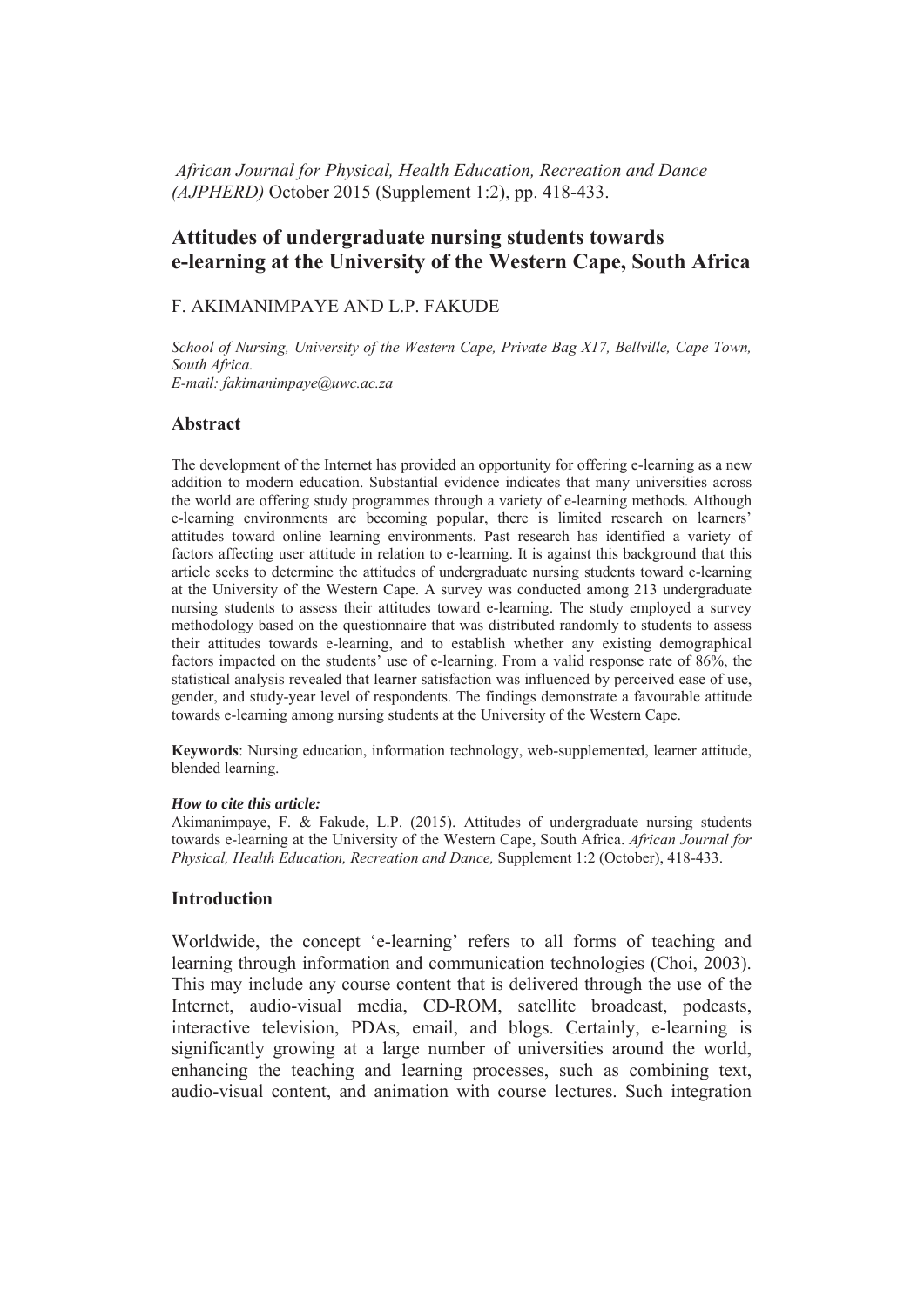*African Journal for Physical, Health Education, Recreation and Dance (AJPHERD)* October 2015 (Supplement 1:2), pp. 418-433.

# Attitudes of undergraduate nursing students towards e-learning at the University of the Western Cape, South Africa

F. AKIMANIMPAYE AND L.P. FAKUDE

*School of Nursing, University of the Western Cape, Private Bag X17, Bellville, Cape Town, South Africa.*
*E-mail: fakimanimpaye@uwc.ac.za*

## Abstract

The development of the Internet has provided an opportunity for offering e-learning as a new addition to modern education. Substantial evidence indicates that many universities across the world are offering study programmes through a variety of e-learning methods. Although e-learning environments are becoming popular, there is limited research on learners' attitudes toward online learning environments. Past research has identified a variety of factors affecting user attitude in relation to e-learning. It is against this background that this article seeks to determine the attitudes of undergraduate nursing students toward e-learning at the University of the Western Cape. A survey was conducted among 213 undergraduate nursing students to assess their attitudes toward e-learning. The study employed a survey methodology based on the questionnaire that was distributed randomly to students to assess their attitudes towards e-learning, and to establish whether any existing demographical factors impacted on the students' use of e-learning. From a valid response rate of 86%, the statistical analysis revealed that learner satisfaction was influenced by perceived ease of use, gender, and study-year level of respondents. The findings demonstrate a favourable attitude towards e-learning among nursing students at the University of the Western Cape.

**Keywords**: Nursing education, information technology, web-supplemented, learner attitude, blended learning.

***How to cite this article:***
Akimanimpaye, F. & Fakude, L.P. (2015). Attitudes of undergraduate nursing students towards e-learning at the University of the Western Cape, South Africa. *African Journal for Physical, Health Education, Recreation and Dance,* Supplement 1:2 (October), 418-433.

## Introduction

Worldwide, the concept 'e-learning' refers to all forms of teaching and learning through information and communication technologies (Choi, 2003). This may include any course content that is delivered through the use of the Internet, audio-visual media, CD-ROM, satellite broadcast, podcasts, interactive television, PDAs, email, and blogs. Certainly, e-learning is significantly growing at a large number of universities around the world, enhancing the teaching and learning processes, such as combining text, audio-visual content, and animation with course lectures. Such integration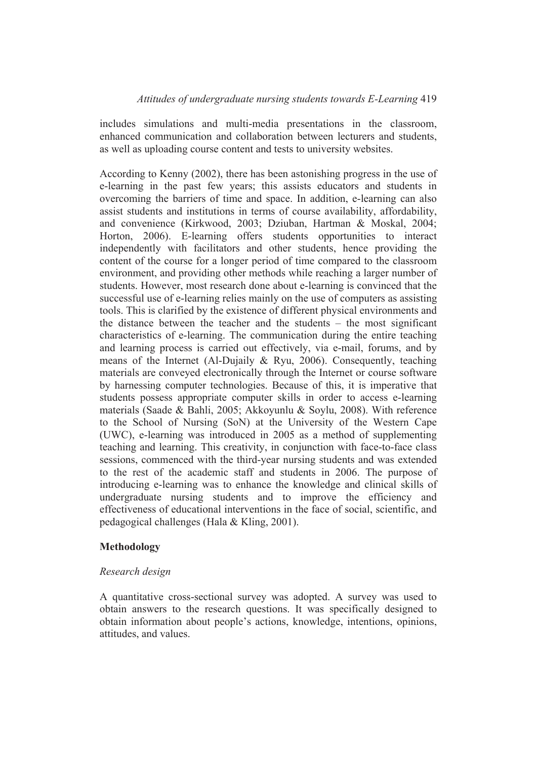includes simulations and multi-media presentations in the classroom, enhanced communication and collaboration between lecturers and students, as well as uploading course content and tests to university websites.

According to Kenny (2002), there has been astonishing progress in the use of e-learning in the past few years; this assists educators and students in overcoming the barriers of time and space. In addition, e-learning can also assist students and institutions in terms of course availability, affordability, and convenience (Kirkwood, 2003; Dziuban, Hartman & Moskal, 2004; Horton, 2006). E-learning offers students opportunities to interact independently with facilitators and other students, hence providing the content of the course for a longer period of time compared to the classroom environment, and providing other methods while reaching a larger number of students. However, most research done about e-learning is convinced that the successful use of e-learning relies mainly on the use of computers as assisting tools. This is clarified by the existence of different physical environments and the distance between the teacher and the students – the most significant characteristics of e-learning. The communication during the entire teaching and learning process is carried out effectively, via e-mail, forums, and by means of the Internet (Al-Dujaily & Ryu, 2006). Consequently, teaching materials are conveyed electronically through the Internet or course software by harnessing computer technologies. Because of this, it is imperative that students possess appropriate computer skills in order to access e-learning materials (Saade & Bahli, 2005; Akkoyunlu & Soylu, 2008). With reference to the School of Nursing (SoN) at the University of the Western Cape (UWC), e-learning was introduced in 2005 as a method of supplementing teaching and learning. This creativity, in conjunction with face-to-face class sessions, commenced with the third-year nursing students and was extended to the rest of the academic staff and students in 2006. The purpose of introducing e-learning was to enhance the knowledge and clinical skills of undergraduate nursing students and to improve the efficiency and effectiveness of educational interventions in the face of social, scientific, and pedagogical challenges (Hala & Kling, 2001).

## Methodology

### *Research design*

A quantitative cross-sectional survey was adopted. A survey was used to obtain answers to the research questions. It was specifically designed to obtain information about people's actions, knowledge, intentions, opinions, attitudes, and values.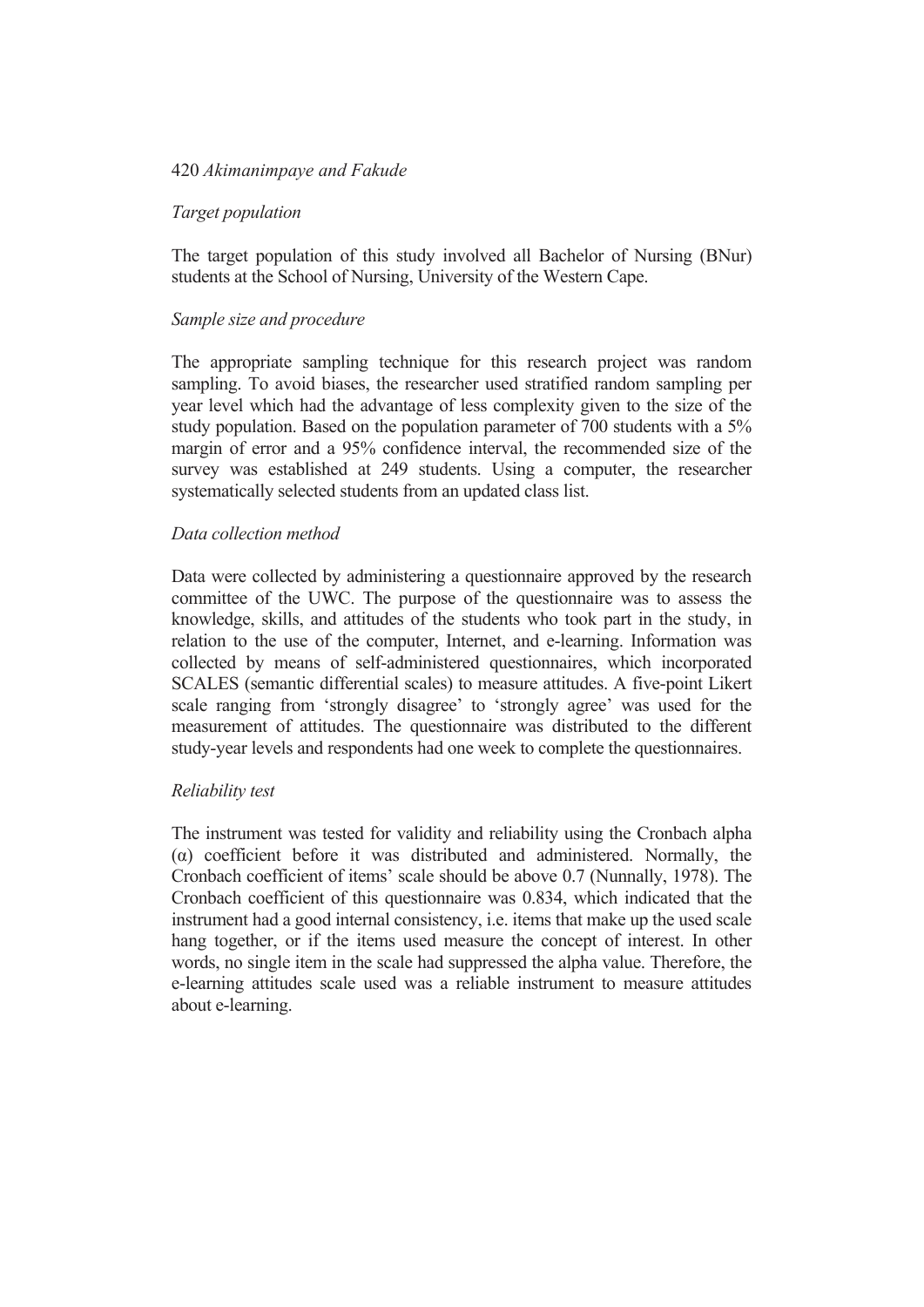### *Target population*

The target population of this study involved all Bachelor of Nursing (BNur) students at the School of Nursing, University of the Western Cape.

### *Sample size and procedure*

The appropriate sampling technique for this research project was random sampling. To avoid biases, the researcher used stratified random sampling per year level which had the advantage of less complexity given to the size of the study population. Based on the population parameter of 700 students with a 5% margin of error and a 95% confidence interval, the recommended size of the survey was established at 249 students. Using a computer, the researcher systematically selected students from an updated class list.

### *Data collection method*

Data were collected by administering a questionnaire approved by the research committee of the UWC. The purpose of the questionnaire was to assess the knowledge, skills, and attitudes of the students who took part in the study, in relation to the use of the computer, Internet, and e-learning. Information was collected by means of self-administered questionnaires, which incorporated SCALES (semantic differential scales) to measure attitudes. A five-point Likert scale ranging from 'strongly disagree' to 'strongly agree' was used for the measurement of attitudes. The questionnaire was distributed to the different study-year levels and respondents had one week to complete the questionnaires.

### *Reliability test*

The instrument was tested for validity and reliability using the Cronbach alpha ($\alpha$) coefficient before it was distributed and administered. Normally, the Cronbach coefficient of items' scale should be above 0.7 (Nunnally, 1978). The Cronbach coefficient of this questionnaire was 0.834, which indicated that the instrument had a good internal consistency, i.e. items that make up the used scale hang together, or if the items used measure the concept of interest. In other words, no single item in the scale had suppressed the alpha value. Therefore, the e-learning attitudes scale used was a reliable instrument to measure attitudes about e-learning.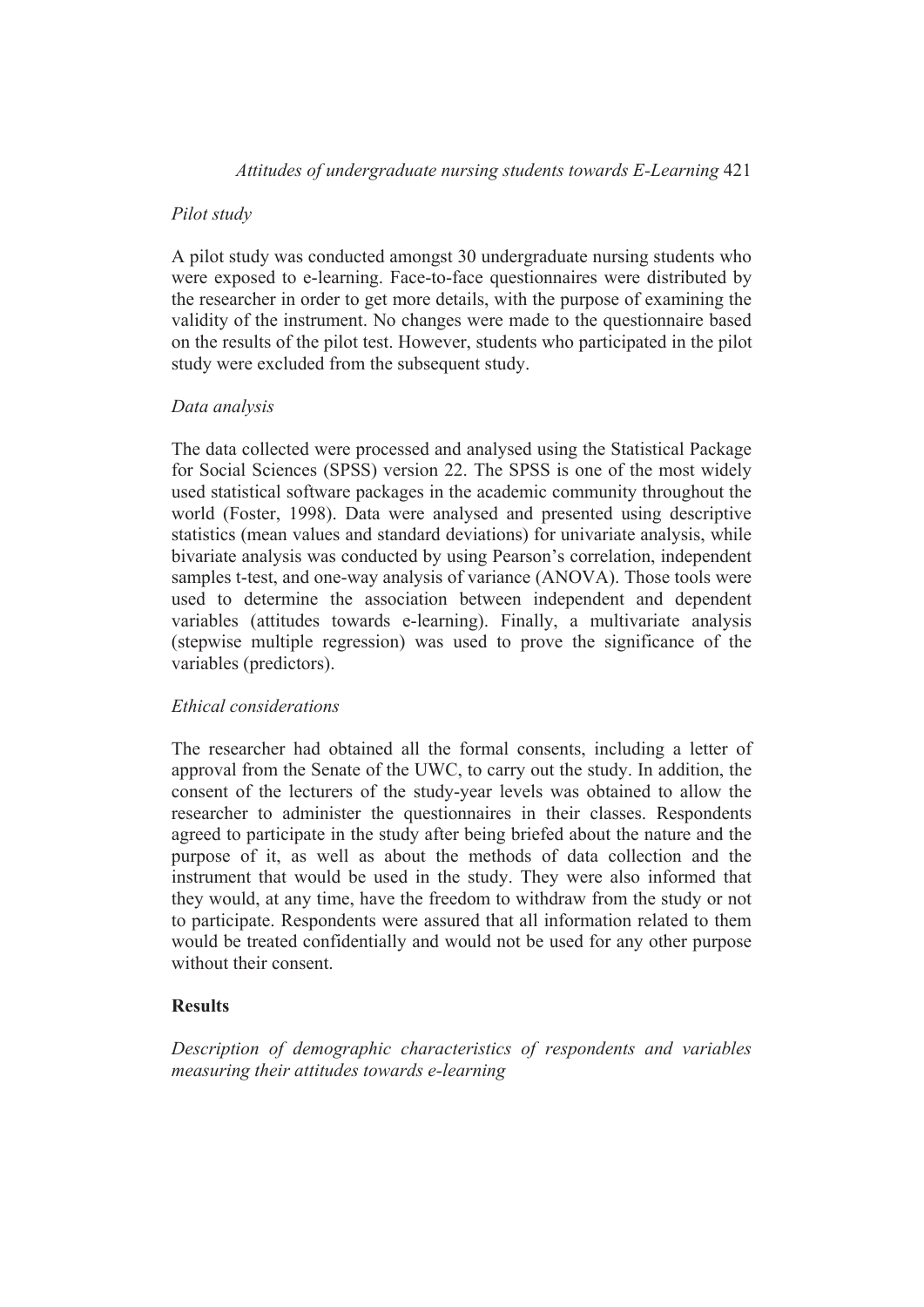*Pilot study*

A pilot study was conducted amongst 30 undergraduate nursing students who were exposed to e-learning. Face-to-face questionnaires were distributed by the researcher in order to get more details, with the purpose of examining the validity of the instrument. No changes were made to the questionnaire based on the results of the pilot test. However, students who participated in the pilot study were excluded from the subsequent study.

*Data analysis*

The data collected were processed and analysed using the Statistical Package for Social Sciences (SPSS) version 22. The SPSS is one of the most widely used statistical software packages in the academic community throughout the world (Foster, 1998). Data were analysed and presented using descriptive statistics (mean values and standard deviations) for univariate analysis, while bivariate analysis was conducted by using Pearson's correlation, independent samples t-test, and one-way analysis of variance (ANOVA). Those tools were used to determine the association between independent and dependent variables (attitudes towards e-learning). Finally, a multivariate analysis (stepwise multiple regression) was used to prove the significance of the variables (predictors).

*Ethical considerations*

The researcher had obtained all the formal consents, including a letter of approval from the Senate of the UWC, to carry out the study. In addition, the consent of the lecturers of the study-year levels was obtained to allow the researcher to administer the questionnaires in their classes. Respondents agreed to participate in the study after being briefed about the nature and the purpose of it, as well as about the methods of data collection and the instrument that would be used in the study. They were also informed that they would, at any time, have the freedom to withdraw from the study or not to participate. Respondents were assured that all information related to them would be treated confidentially and would not be used for any other purpose without their consent.

## Results

*Description of demographic characteristics of respondents and variables measuring their attitudes towards e-learning*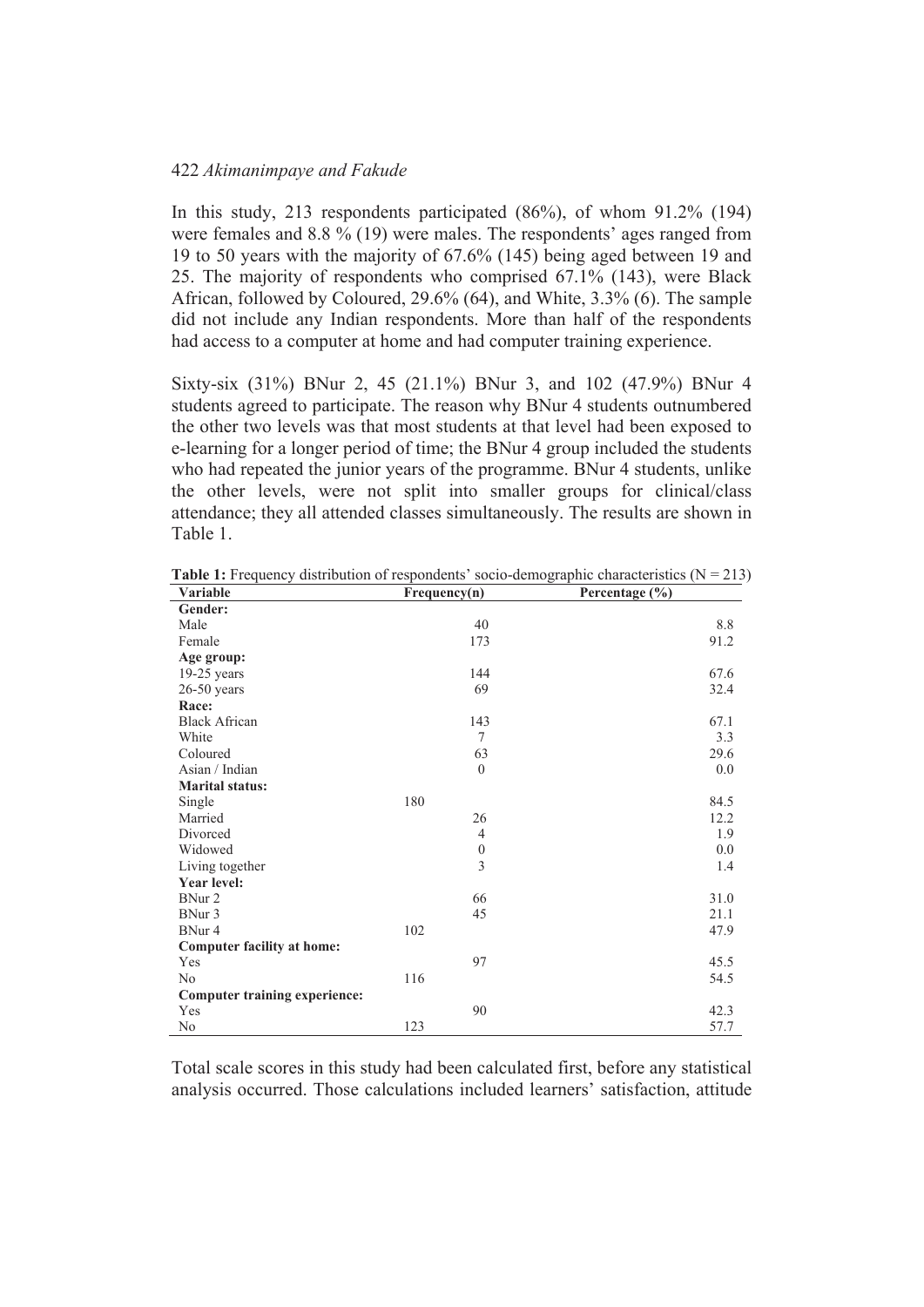In this study, 213 respondents participated (86%), of whom 91.2% (194) were females and 8.8 % (19) were males. The respondents' ages ranged from 19 to 50 years with the majority of 67.6% (145) being aged between 19 and 25. The majority of respondents who comprised 67.1% (143), were Black African, followed by Coloured, 29.6% (64), and White, 3.3% (6). The sample did not include any Indian respondents. More than half of the respondents had access to a computer at home and had computer training experience.

Sixty-six (31%) BNur 2, 45 (21.1%) BNur 3, and 102 (47.9%) BNur 4 students agreed to participate. The reason why BNur 4 students outnumbered the other two levels was that most students at that level had been exposed to e-learning for a longer period of time; the BNur 4 group included the students who had repeated the junior years of the programme. BNur 4 students, unlike the other levels, were not split into smaller groups for clinical/class attendance; they all attended classes simultaneously. The results are shown in Table 1.

**Table 1:** Frequency distribution of respondents' socio-demographic characteristics (N = 213)

| Variable | Frequency(n) | Percentage (%) |
|---|---|---|
| **Gender:** | | |
| Male | 40 | 8.8 |
| Female | 173 | 91.2 |
| **Age group:** | | |
| 19-25 years | 144 | 67.6 |
| 26-50 years | 69 | 32.4 |
| **Race:** | | |
| Black African | 143 | 67.1 |
| White | 7 | 3.3 |
| Coloured | 63 | 29.6 |
| Asian / Indian | 0 | 0.0 |
| **Marital status:** | | |
| Single | 180 | 84.5 |
| Married | 26 | 12.2 |
| Divorced | 4 | 1.9 |
| Widowed | 0 | 0.0 |
| Living together | 3 | 1.4 |
| **Year level:** | | |
| BNur 2 | 66 | 31.0 |
| BNur 3 | 45 | 21.1 |
| BNur 4 | 102 | 47.9 |
| **Computer facility at home:** | | |
| Yes | 97 | 45.5 |
| No | 116 | 54.5 |
| **Computer training experience:** | | |
| Yes | 90 | 42.3 |
| No | 123 | 57.7 |

Total scale scores in this study had been calculated first, before any statistical analysis occurred. Those calculations included learners' satisfaction, attitude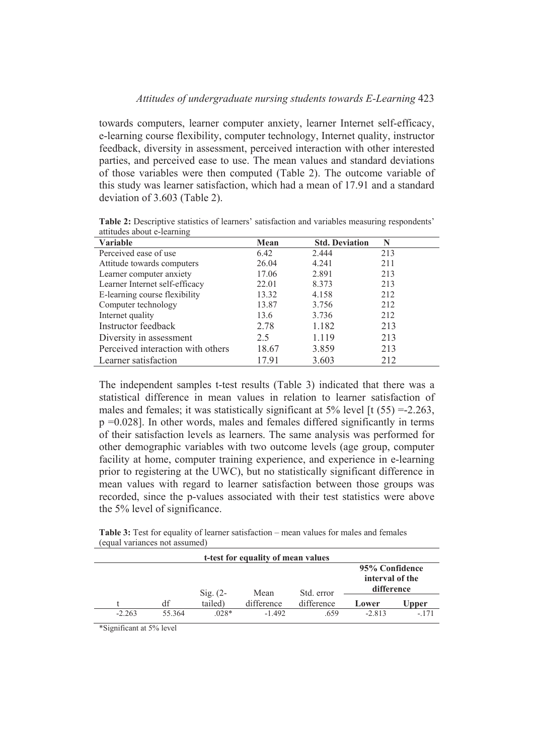towards computers, learner computer anxiety, learner Internet self-efficacy, e-learning course flexibility, computer technology, Internet quality, instructor feedback, diversity in assessment, perceived interaction with other interested parties, and perceived ease to use. The mean values and standard deviations of those variables were then computed (Table 2). The outcome variable of this study was learner satisfaction, which had a mean of 17.91 and a standard deviation of 3.603 (Table 2).

**Table 2:** Descriptive statistics of learners' satisfaction and variables measuring respondents' attitudes about e-learning

| Variable | Mean | Std. Deviation | N |
|---|---|---|---|
| Perceived ease of use | 6.42 | 2.444 | 213 |
| Attitude towards computers | 26.04 | 4.241 | 211 |
| Learner computer anxiety | 17.06 | 2.891 | 213 |
| Learner Internet self-efficacy | 22.01 | 8.373 | 213 |
| E-learning course flexibility | 13.32 | 4.158 | 212 |
| Computer technology | 13.87 | 3.756 | 212 |
| Internet quality | 13.6 | 3.736 | 212 |
| Instructor feedback | 2.78 | 1.182 | 213 |
| Diversity in assessment | 2.5 | 1.119 | 213 |
| Perceived interaction with others | 18.67 | 3.859 | 213 |
| Learner satisfaction | 17.91 | 3.603 | 212 |

The independent samples t-test results (Table 3) indicated that there was a statistical difference in mean values in relation to learner satisfaction of males and females; it was statistically significant at 5% level [$t(55) = -2.263$, $p = 0.028$]. In other words, males and females differed significantly in terms of their satisfaction levels as learners. The same analysis was performed for other demographic variables with two outcome levels (age group, computer facility at home, computer training experience, and experience in e-learning prior to registering at the UWC), but no statistically significant difference in mean values with regard to learner satisfaction between those groups was recorded, since the p-values associated with their test statistics were above the 5% level of significance.

**Table 3:** Test for equality of learner satisfaction – mean values for males and females (equal variances not assumed)

| t-test for equality of mean values | | | | | | |
|---|---|---|---|---|---|---|
| | | | | | **95% Confidence interval of the difference** | |
| t | df | Sig. (2-tailed) | Mean difference | Std. error difference | **Lower** | **Upper** |
| -2.263 | 55.364 | .028* | -1.492 | .659 | -2.813 | -.171 |

*Significant at 5% level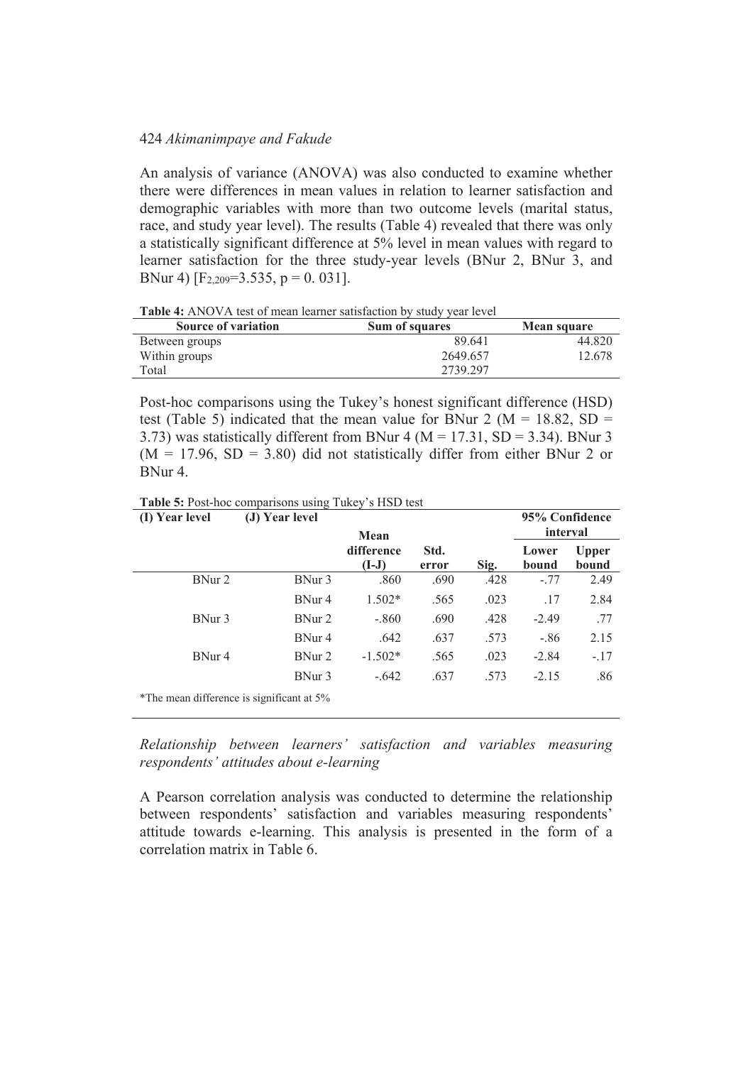An analysis of variance (ANOVA) was also conducted to examine whether there were differences in mean values in relation to learner satisfaction and demographic variables with more than two outcome levels (marital status, race, and study year level). The results (Table 4) revealed that there was only a statistically significant difference at 5% level in mean values with regard to learner satisfaction for the three study-year levels (BNur 2, BNur 3, and BNur 4) [$F_{2,209}$=3.535, p = 0. 031].

**Table 4:** ANOVA test of mean learner satisfaction by study year level

| Source of variation | Sum of squares | Mean square |
|---|---|---|
| Between groups | 89.641 | 44.820 |
| Within groups | 2649.657 | 12.678 |
| Total | 2739.297 | |

Post-hoc comparisons using the Tukey's honest significant difference (HSD) test (Table 5) indicated that the mean value for BNur 2 (M = 18.82, SD = 3.73) was statistically different from BNur 4 (M = 17.31, SD = 3.34). BNur 3 (M = 17.96, SD = 3.80) did not statistically differ from either BNur 2 or BNur 4.

**Table 5:** Post-hoc comparisons using Tukey's HSD test

| (I) Year level | (J) Year level | Mean difference (I-J) | Std. error | Sig. | 95% Confidence interval | |
|---|---|---|---|---|---|---|
| | | | | | Lower bound | Upper bound |
| BNur 2 | BNur 3 | .860 | .690 | .428 | -.77 | 2.49 |
| | BNur 4 | 1.502* | .565 | .023 | .17 | 2.84 |
| BNur 3 | BNur 2 | -.860 | .690 | .428 | -2.49 | .77 |
| | BNur 4 | .642 | .637 | .573 | -.86 | 2.15 |
| BNur 4 | BNur 2 | -1.502* | .565 | .023 | -2.84 | -.17 |
| | BNur 3 | -.642 | .637 | .573 | -2.15 | .86 |

*The mean difference is significant at 5%

*Relationship between learners' satisfaction and variables measuring respondents' attitudes about e-learning*

A Pearson correlation analysis was conducted to determine the relationship between respondents' satisfaction and variables measuring respondents' attitude towards e-learning. This analysis is presented in the form of a correlation matrix in Table 6.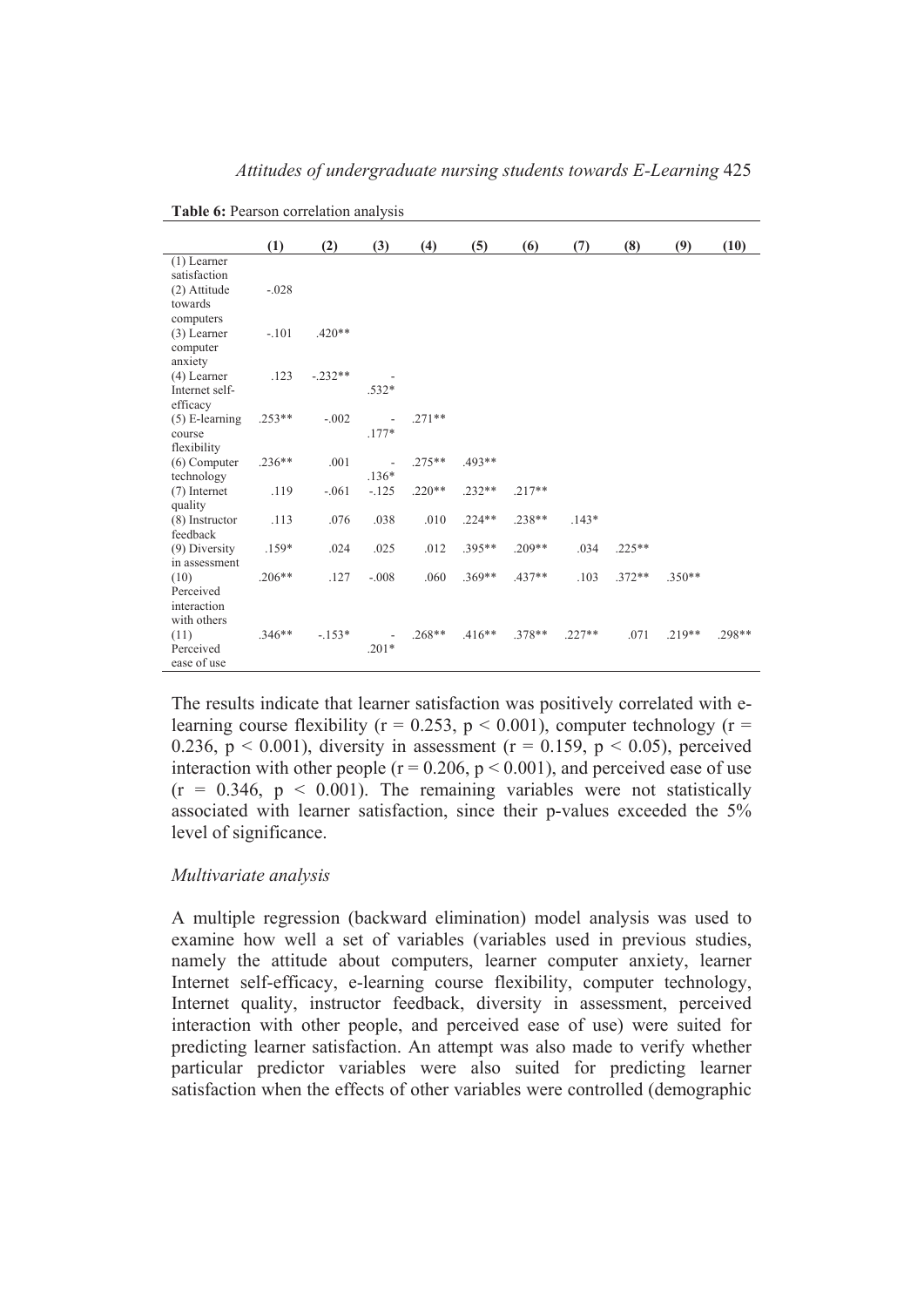**Table 6:** Pearson correlation analysis

| | (1) | (2) | (3) | (4) | (5) | (6) | (7) | (8) | (9) | (10) |
|---|---|---|---|---|---|---|---|---|---|---|
| (1) Learner satisfaction | | | | | | | | | | |
| (2) Attitude towards computers | -.028 | | | | | | | | | |
| (3) Learner computer anxiety | -.101 | .420** | | | | | | | | |
| (4) Learner Internet self-efficacy | .123 | -.232** | -.532* | | | | | | | |
| (5) E-learning course flexibility | .253** | -.002 | -.177* | .271** | | | | | | |
| (6) Computer technology | .236** | .001 | -.136* | .275** | .493** | | | | | |
| (7) Internet quality | .119 | -.061 | -.125 | .220** | .232** | .217** | | | | |
| (8) Instructor feedback | .113 | .076 | .038 | .010 | .224** | .238** | .143* | | | |
| (9) Diversity in assessment | .159* | .024 | .025 | .012 | .395** | .209** | .034 | .225** | | |
| (10) Perceived interaction with others | .206** | .127 | -.008 | .060 | .369** | .437** | .103 | .372** | .350** | |
| (11) Perceived ease of use | .346** | -.153* | -.201* | .268** | .416** | .378** | .227** | .071 | .219** | .298** |

The results indicate that learner satisfaction was positively correlated with e-learning course flexibility ($r = 0.253$, $p < 0.001$), computer technology ($r = 0.236$, $p < 0.001$), diversity in assessment ($r = 0.159$, $p < 0.05$), perceived interaction with other people ($r = 0.206$, $p < 0.001$), and perceived ease of use ($r = 0.346$, $p < 0.001$). The remaining variables were not statistically associated with learner satisfaction, since their p-values exceeded the 5% level of significance.

*Multivariate analysis*

A multiple regression (backward elimination) model analysis was used to examine how well a set of variables (variables used in previous studies, namely the attitude about computers, learner computer anxiety, learner Internet self-efficacy, e-learning course flexibility, computer technology, Internet quality, instructor feedback, diversity in assessment, perceived interaction with other people, and perceived ease of use) were suited for predicting learner satisfaction. An attempt was also made to verify whether particular predictor variables were also suited for predicting learner satisfaction when the effects of other variables were controlled (demographic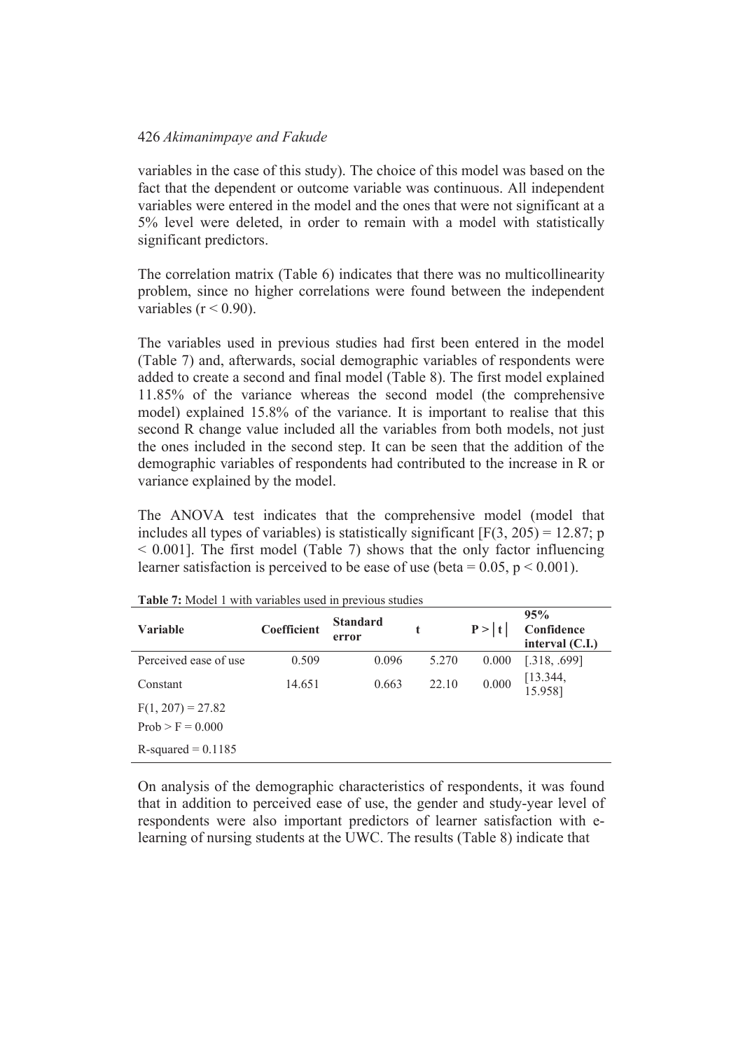variables in the case of this study). The choice of this model was based on the fact that the dependent or outcome variable was continuous. All independent variables were entered in the model and the ones that were not significant at a 5% level were deleted, in order to remain with a model with statistically significant predictors.

The correlation matrix (Table 6) indicates that there was no multicollinearity problem, since no higher correlations were found between the independent variables ($r < 0.90$).

The variables used in previous studies had first been entered in the model (Table 7) and, afterwards, social demographic variables of respondents were added to create a second and final model (Table 8). The first model explained 11.85% of the variance whereas the second model (the comprehensive model) explained 15.8% of the variance. It is important to realise that this second R change value included all the variables from both models, not just the ones included in the second step. It can be seen that the addition of the demographic variables of respondents had contributed to the increase in R or variance explained by the model.

The ANOVA test indicates that the comprehensive model (model that includes all types of variables) is statistically significant [$F(3, 205) = 12.87$; $p < 0.001$]. The first model (Table 7) shows that the only factor influencing learner satisfaction is perceived to be ease of use (beta = 0.05, $p < 0.001$).

**Table 7:** Model 1 with variables used in previous studies

| Variable | Coefficient | Standard error | t | $P > \lvert t \rvert$ | 95% Confidence interval (C.I.) |
|---|---|---|---|---|---|
| Perceived ease of use | 0.509 | 0.096 | 5.270 | 0.000 | [.318, .699] |
| Constant | 14.651 | 0.663 | 22.10 | 0.000 | [13.344, 15.958] |
| $F(1, 207) = 27.82$ | | | | | |
| Prob > F = 0.000 | | | | | |
| R-squared = 0.1185 | | | | | |

On analysis of the demographic characteristics of respondents, it was found that in addition to perceived ease of use, the gender and study-year level of respondents were also important predictors of learner satisfaction with e-learning of nursing students at the UWC. The results (Table 8) indicate that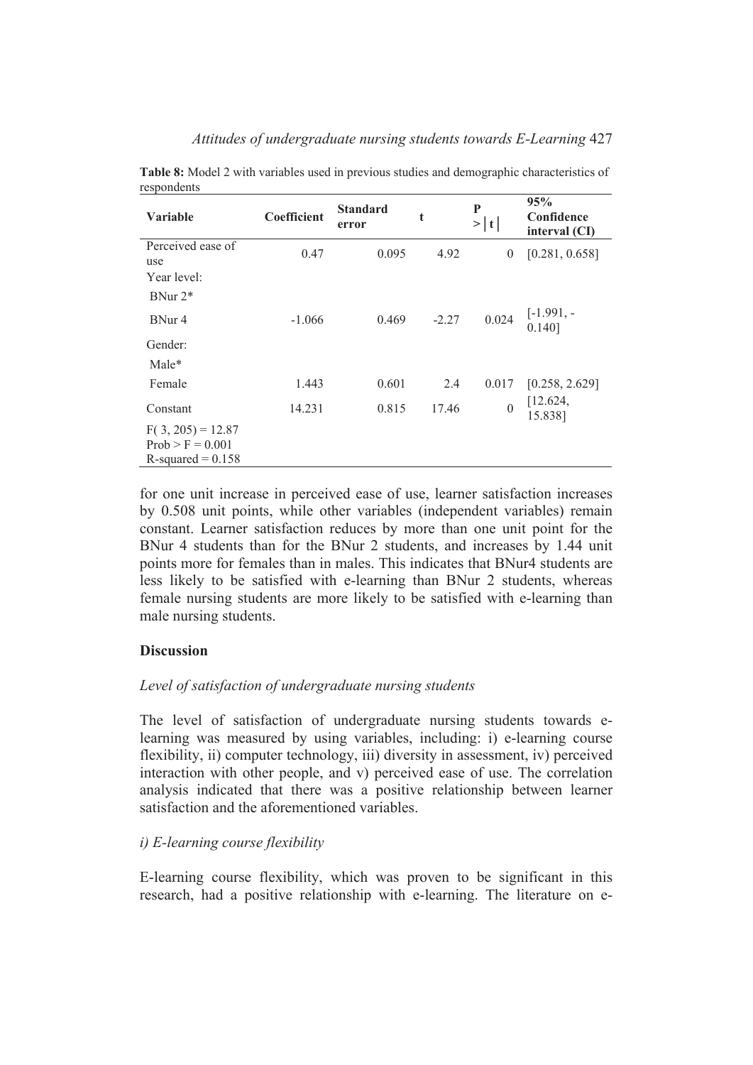**Table 8:** Model 2 with variables used in previous studies and demographic characteristics of respondents

| Variable | Coefficient | Standard error | t | P > \|t\| | 95% Confidence interval (CI) |
|---|---|---|---|---|---|
| Perceived ease of use | 0.47 | 0.095 | 4.92 | 0 | [0.281, 0.658] |
| Year level: | | | | | |
| BNur 2* | | | | | |
| BNur 4 | -1.066 | 0.469 | -2.27 | 0.024 | [-1.991, -0.140] |
| Gender: | | | | | |
| Male* | | | | | |
| Female | 1.443 | 0.601 | 2.4 | 0.017 | [0.258, 2.629] |
| Constant | 14.231 | 0.815 | 17.46 | 0 | [12.624, 15.838] |
| $F(3, 205) = 12.87$<br>$Prob > F = 0.001$<br>$R\text{-squared} = 0.158$ | | | | | |

for one unit increase in perceived ease of use, learner satisfaction increases by 0.508 unit points, while other variables (independent variables) remain constant. Learner satisfaction reduces by more than one unit point for the BNur 4 students than for the BNur 2 students, and increases by 1.44 unit points more for females than in males. This indicates that BNur4 students are less likely to be satisfied with e-learning than BNur 2 students, whereas female nursing students are more likely to be satisfied with e-learning than male nursing students.

## Discussion

### *Level of satisfaction of undergraduate nursing students*

The level of satisfaction of undergraduate nursing students towards e-learning was measured by using variables, including: i) e-learning course flexibility, ii) computer technology, iii) diversity in assessment, iv) perceived interaction with other people, and v) perceived ease of use. The correlation analysis indicated that there was a positive relationship between learner satisfaction and the aforementioned variables.

### *i) E-learning course flexibility*

E-learning course flexibility, which was proven to be significant in this research, had a positive relationship with e-learning. The literature on e-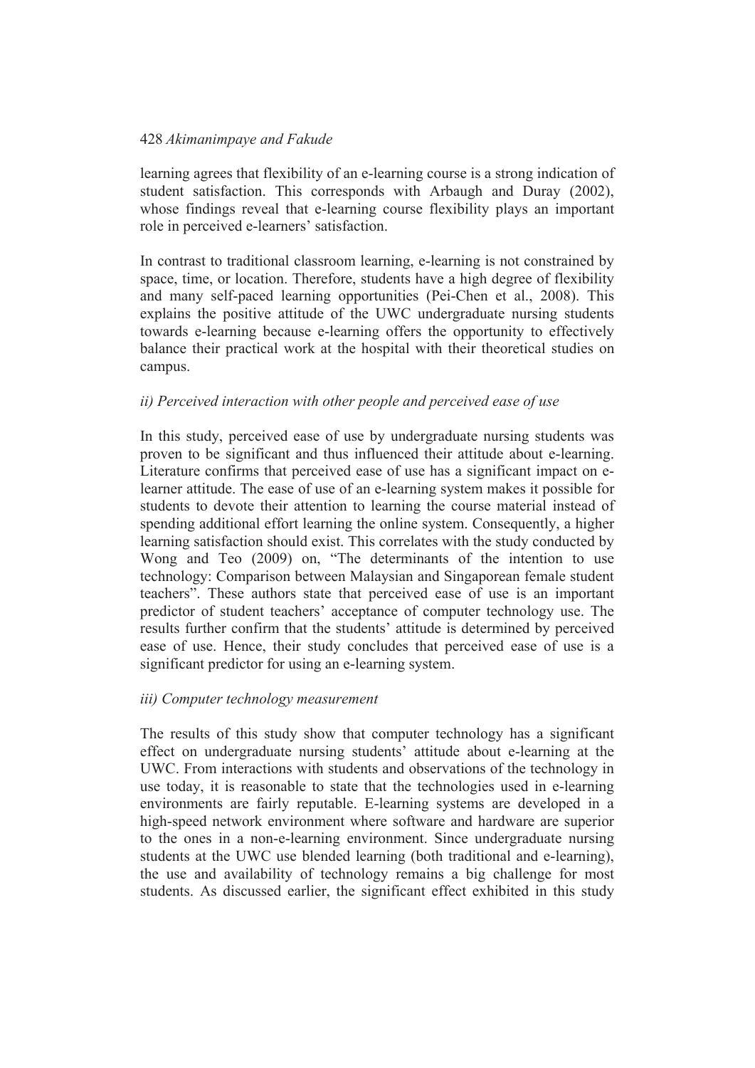learning agrees that flexibility of an e-learning course is a strong indication of student satisfaction. This corresponds with Arbaugh and Duray (2002), whose findings reveal that e-learning course flexibility plays an important role in perceived e-learners' satisfaction.

In contrast to traditional classroom learning, e-learning is not constrained by space, time, or location. Therefore, students have a high degree of flexibility and many self-paced learning opportunities (Pei-Chen et al., 2008). This explains the positive attitude of the UWC undergraduate nursing students towards e-learning because e-learning offers the opportunity to effectively balance their practical work at the hospital with their theoretical studies on campus.

*ii) Perceived interaction with other people and perceived ease of use*

In this study, perceived ease of use by undergraduate nursing students was proven to be significant and thus influenced their attitude about e-learning. Literature confirms that perceived ease of use has a significant impact on e-learner attitude. The ease of use of an e-learning system makes it possible for students to devote their attention to learning the course material instead of spending additional effort learning the online system. Consequently, a higher learning satisfaction should exist. This correlates with the study conducted by Wong and Teo (2009) on, "The determinants of the intention to use technology: Comparison between Malaysian and Singaporean female student teachers". These authors state that perceived ease of use is an important predictor of student teachers' acceptance of computer technology use. The results further confirm that the students' attitude is determined by perceived ease of use. Hence, their study concludes that perceived ease of use is a significant predictor for using an e-learning system.

*iii) Computer technology measurement*

The results of this study show that computer technology has a significant effect on undergraduate nursing students' attitude about e-learning at the UWC. From interactions with students and observations of the technology in use today, it is reasonable to state that the technologies used in e-learning environments are fairly reputable. E-learning systems are developed in a high-speed network environment where software and hardware are superior to the ones in a non-e-learning environment. Since undergraduate nursing students at the UWC use blended learning (both traditional and e-learning), the use and availability of technology remains a big challenge for most students. As discussed earlier, the significant effect exhibited in this study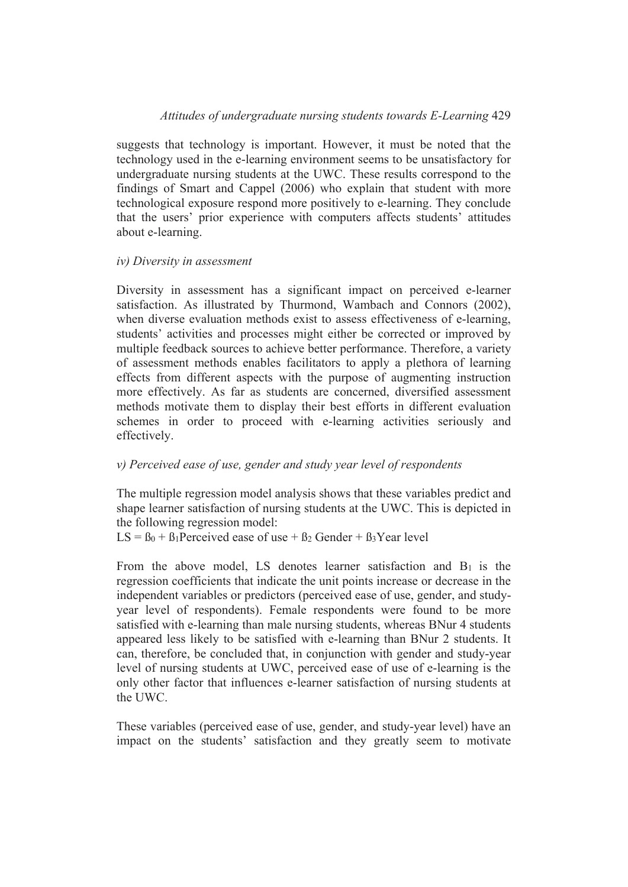suggests that technology is important. However, it must be noted that the technology used in the e-learning environment seems to be unsatisfactory for undergraduate nursing students at the UWC. These results correspond to the findings of Smart and Cappel (2006) who explain that student with more technological exposure respond more positively to e-learning. They conclude that the users' prior experience with computers affects students' attitudes about e-learning.

*iv) Diversity in assessment*

Diversity in assessment has a significant impact on perceived e-learner satisfaction. As illustrated by Thurmond, Wambach and Connors (2002), when diverse evaluation methods exist to assess effectiveness of e-learning, students' activities and processes might either be corrected or improved by multiple feedback sources to achieve better performance. Therefore, a variety of assessment methods enables facilitators to apply a plethora of learning effects from different aspects with the purpose of augmenting instruction more effectively. As far as students are concerned, diversified assessment methods motivate them to display their best efforts in different evaluation schemes in order to proceed with e-learning activities seriously and effectively.

*v) Perceived ease of use, gender and study year level of respondents*

The multiple regression model analysis shows that these variables predict and shape learner satisfaction of nursing students at the UWC. This is depicted in the following regression model:

$LS = \beta_0 + \beta_1 \text{Perceived ease of use} + \beta_2 \text{ Gender} + \beta_3 \text{Year level}$

From the above model, LS denotes learner satisfaction and $B_1$ is the regression coefficients that indicate the unit points increase or decrease in the independent variables or predictors (perceived ease of use, gender, and study-year level of respondents). Female respondents were found to be more satisfied with e-learning than male nursing students, whereas BNur 4 students appeared less likely to be satisfied with e-learning than BNur 2 students. It can, therefore, be concluded that, in conjunction with gender and study-year level of nursing students at UWC, perceived ease of use of e-learning is the only other factor that influences e-learner satisfaction of nursing students at the UWC.

These variables (perceived ease of use, gender, and study-year level) have an impact on the students' satisfaction and they greatly seem to motivate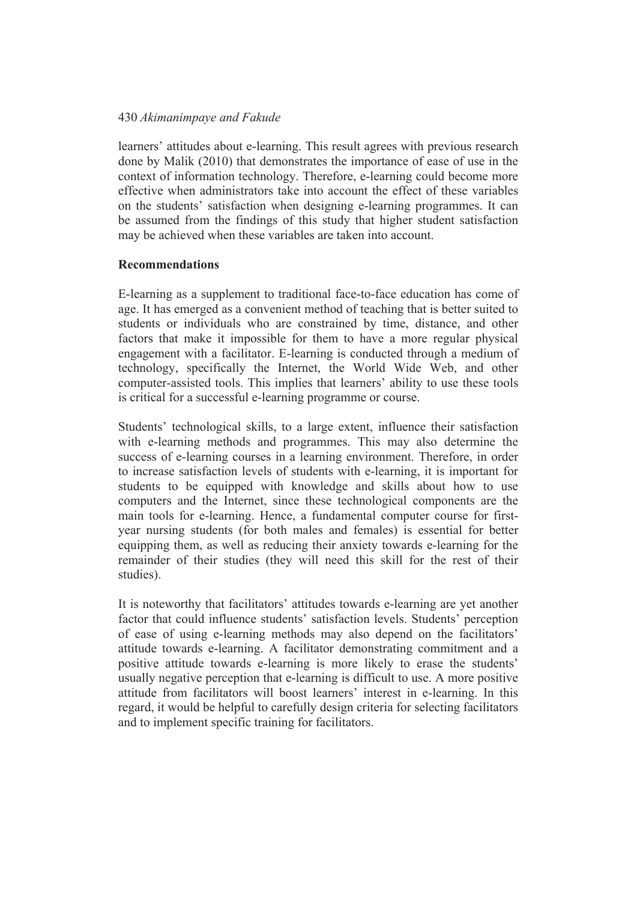learners' attitudes about e-learning. This result agrees with previous research done by Malik (2010) that demonstrates the importance of ease of use in the context of information technology. Therefore, e-learning could become more effective when administrators take into account the effect of these variables on the students' satisfaction when designing e-learning programmes. It can be assumed from the findings of this study that higher student satisfaction may be achieved when these variables are taken into account.

## Recommendations

E-learning as a supplement to traditional face-to-face education has come of age. It has emerged as a convenient method of teaching that is better suited to students or individuals who are constrained by time, distance, and other factors that make it impossible for them to have a more regular physical engagement with a facilitator. E-learning is conducted through a medium of technology, specifically the Internet, the World Wide Web, and other computer-assisted tools. This implies that learners' ability to use these tools is critical for a successful e-learning programme or course.

Students' technological skills, to a large extent, influence their satisfaction with e-learning methods and programmes. This may also determine the success of e-learning courses in a learning environment. Therefore, in order to increase satisfaction levels of students with e-learning, it is important for students to be equipped with knowledge and skills about how to use computers and the Internet, since these technological components are the main tools for e-learning. Hence, a fundamental computer course for first-year nursing students (for both males and females) is essential for better equipping them, as well as reducing their anxiety towards e-learning for the remainder of their studies (they will need this skill for the rest of their studies).

It is noteworthy that facilitators' attitudes towards e-learning are yet another factor that could influence students' satisfaction levels. Students' perception of ease of using e-learning methods may also depend on the facilitators' attitude towards e-learning. A facilitator demonstrating commitment and a positive attitude towards e-learning is more likely to erase the students' usually negative perception that e-learning is difficult to use. A more positive attitude from facilitators will boost learners' interest in e-learning. In this regard, it would be helpful to carefully design criteria for selecting facilitators and to implement specific training for facilitators.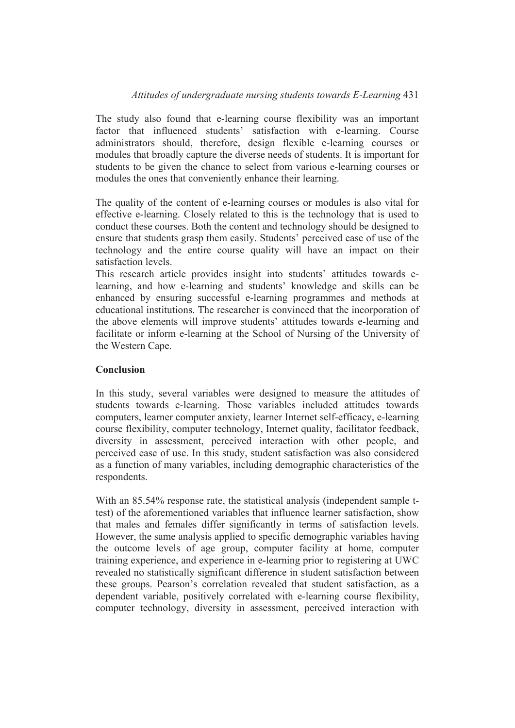The study also found that e-learning course flexibility was an important factor that influenced students' satisfaction with e-learning. Course administrators should, therefore, design flexible e-learning courses or modules that broadly capture the diverse needs of students. It is important for students to be given the chance to select from various e-learning courses or modules the ones that conveniently enhance their learning.

The quality of the content of e-learning courses or modules is also vital for effective e-learning. Closely related to this is the technology that is used to conduct these courses. Both the content and technology should be designed to ensure that students grasp them easily. Students' perceived ease of use of the technology and the entire course quality will have an impact on their satisfaction levels.
This research article provides insight into students' attitudes towards e-learning, and how e-learning and students' knowledge and skills can be enhanced by ensuring successful e-learning programmes and methods at educational institutions. The researcher is convinced that the incorporation of the above elements will improve students' attitudes towards e-learning and facilitate or inform e-learning at the School of Nursing of the University of the Western Cape.

**Conclusion**

In this study, several variables were designed to measure the attitudes of students towards e-learning. Those variables included attitudes towards computers, learner computer anxiety, learner Internet self-efficacy, e-learning course flexibility, computer technology, Internet quality, facilitator feedback, diversity in assessment, perceived interaction with other people, and perceived ease of use. In this study, student satisfaction was also considered as a function of many variables, including demographic characteristics of the respondents.

With an 85.54% response rate, the statistical analysis (independent sample t-test) of the aforementioned variables that influence learner satisfaction, show that males and females differ significantly in terms of satisfaction levels. However, the same analysis applied to specific demographic variables having the outcome levels of age group, computer facility at home, computer training experience, and experience in e-learning prior to registering at UWC revealed no statistically significant difference in student satisfaction between these groups. Pearson's correlation revealed that student satisfaction, as a dependent variable, positively correlated with e-learning course flexibility, computer technology, diversity in assessment, perceived interaction with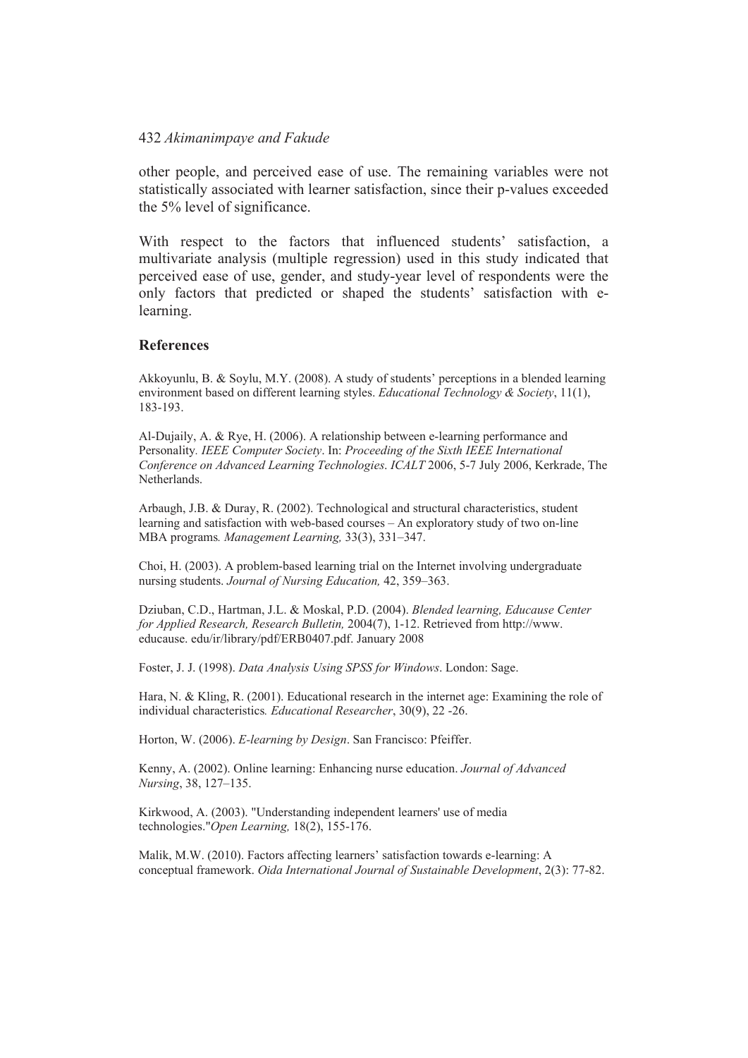other people, and perceived ease of use. The remaining variables were not statistically associated with learner satisfaction, since their p-values exceeded the 5% level of significance.

With respect to the factors that influenced students' satisfaction, a multivariate analysis (multiple regression) used in this study indicated that perceived ease of use, gender, and study-year level of respondents were the only factors that predicted or shaped the students' satisfaction with e-learning.

## References

Akkoyunlu, B. & Soylu, M.Y. (2008). A study of students' perceptions in a blended learning environment based on different learning styles. *Educational Technology & Society*, 11(1), 183-193.

Al-Dujaily, A. & Rye, H. (2006). A relationship between e-learning performance and Personality. *IEEE Computer Society*. In: *Proceeding of the Sixth IEEE International Conference on Advanced Learning Technologies*. *ICALT* 2006, 5-7 July 2006, Kerkrade, The Netherlands.

Arbaugh, J.B. & Duray, R. (2002). Technological and structural characteristics, student learning and satisfaction with web-based courses – An exploratory study of two on-line MBA programs*. Management Learning,* 33(3), 331–347.

Choi, H. (2003). A problem-based learning trial on the Internet involving undergraduate nursing students. *Journal of Nursing Education,* 42, 359–363.

Dziuban, C.D., Hartman, J.L. & Moskal, P.D. (2004). *Blended learning, Educause Center for Applied Research, Research Bulletin,* 2004(7), 1-12. Retrieved from http://www. educause. edu/ir/library/pdf/ERB0407.pdf. January 2008

Foster, J. J. (1998). *Data Analysis Using SPSS for Windows*. London: Sage.

Hara, N. & Kling, R. (2001). Educational research in the internet age: Examining the role of individual characteristics*. Educational Researcher*, 30(9), 22 -26.

Horton, W. (2006). *E-learning by Design*. San Francisco: Pfeiffer.

Kenny, A. (2002). Online learning: Enhancing nurse education. *Journal of Advanced Nursing*, 38, 127–135.

Kirkwood, A. (2003). "Understanding independent learners' use of media technologies."*Open Learning,* 18(2), 155-176.

Malik, M.W. (2010). Factors affecting learners' satisfaction towards e-learning: A conceptual framework. *Oida International Journal of Sustainable Development*, 2(3): 77-82.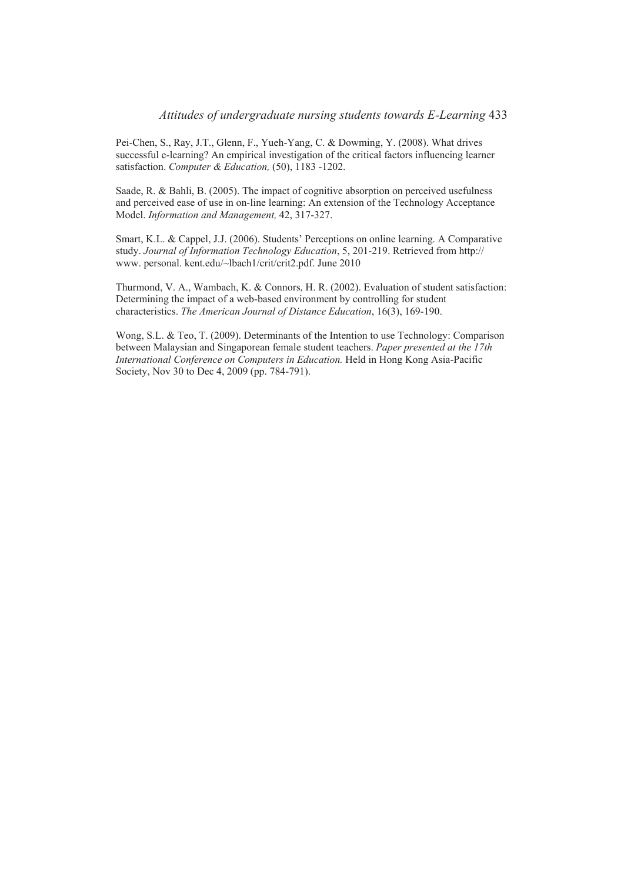Pei-Chen, S., Ray, J.T., Glenn, F., Yueh-Yang, C. & Dowming, Y. (2008). What drives successful e-learning? An empirical investigation of the critical factors influencing learner satisfaction. *Computer & Education,* (50), 1183 -1202.

Saade, R. & Bahli, B. (2005). The impact of cognitive absorption on perceived usefulness and perceived ease of use in on-line learning: An extension of the Technology Acceptance Model. *Information and Management,* 42, 317-327.

Smart, K.L. & Cappel, J.J. (2006). Students' Perceptions on online learning. A Comparative study. *Journal of Information Technology Education*, 5, 201-219. Retrieved from http:// www. personal. kent.edu/~lbach1/crit/crit2.pdf. June 2010

Thurmond, V. A., Wambach, K. & Connors, H. R. (2002). Evaluation of student satisfaction: Determining the impact of a web-based environment by controlling for student characteristics. *The American Journal of Distance Education*, 16(3), 169-190.

Wong, S.L. & Teo, T. (2009). Determinants of the Intention to use Technology: Comparison between Malaysian and Singaporean female student teachers. *Paper presented at the 17th International Conference on Computers in Education.* Held in Hong Kong Asia-Pacific Society, Nov 30 to Dec 4, 2009 (pp. 784-791).